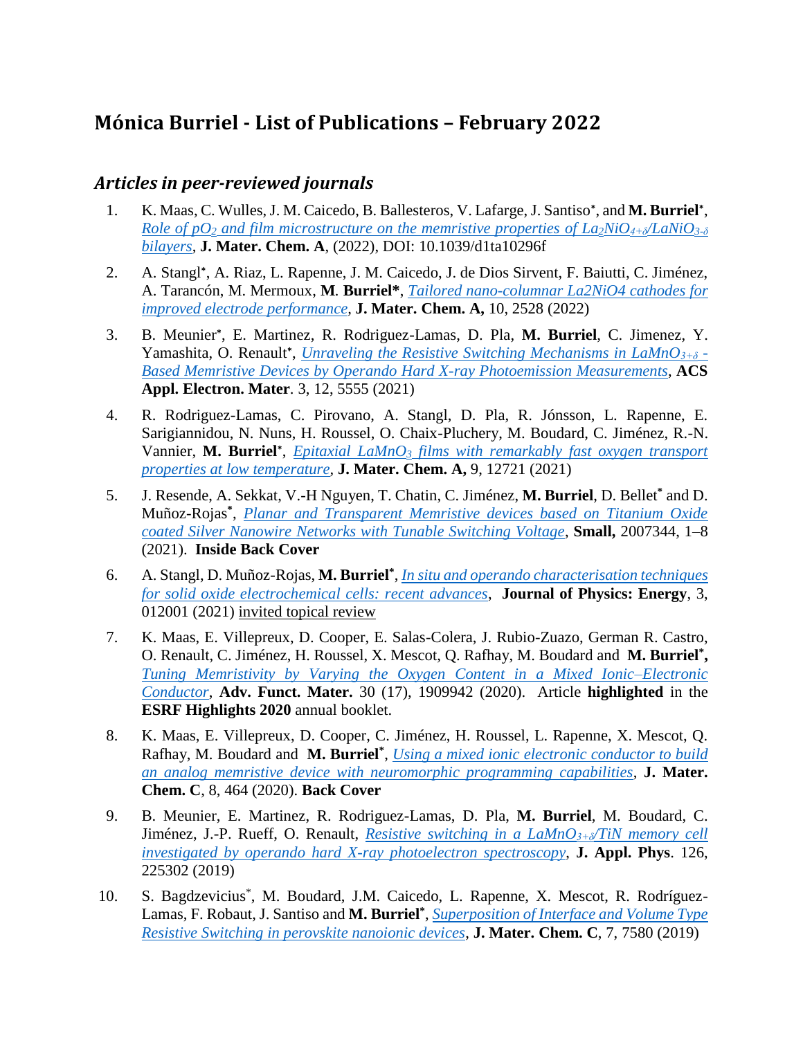# Mónica Burriel - List of Publications – February 2022

## *Articles in peer-reviewed journals*

1. K. Maas, C. Wulles, J. M. Caicedo, B. Ballesteros, V. Lafarge, J. Santiso*, and **M. Burriel***, *Role of $pO_2$ and film microstructure on the memristive properties of $La_2NiO_{4+\delta}$/$LaNiO_{3-\delta}$ bilayers*, **J. Mater. Chem. A**, (2022), DOI: 10.1039/d1ta10296f

2. A. Stangl*, A. Riaz, L. Rapenne, J. M. Caicedo, J. de Dios Sirvent, F. Baiutti, C. Jiménez, A. Tarancón, M. Mermoux, **M. Burriel***, *Tailored nano-columnar La2NiO4 cathodes for improved electrode performance*, **J. Mater. Chem. A,** 10, 2528 (2022)

3. B. Meunier*, E. Martinez, R. Rodriguez-Lamas, D. Pla, **M. Burriel**, C. Jimenez, Y. Yamashita, O. Renault*, *Unraveling the Resistive Switching Mechanisms in $LaMnO_{3+\delta}$ -Based Memristive Devices by Operando Hard X-ray Photoemission Measurements*, **ACS Appl. Electron. Mater**. 3, 12, 5555 (2021)

4. R. Rodriguez-Lamas, C. Pirovano, A. Stangl, D. Pla, R. Jónsson, L. Rapenne, E. Sarigiannidou, N. Nuns, H. Roussel, O. Chaix-Pluchery, M. Boudard, C. Jiménez, R.-N. Vannier, **M. Burriel***, *Epitaxial $LaMnO_3$ films with remarkably fast oxygen transport properties at low temperature*, **J. Mater. Chem. A,** 9, 12721 (2021)

5. J. Resende, A. Sekkat, V.-H Nguyen, T. Chatin, C. Jiménez, **M. Burriel**, D. Bellet* and D. Muñoz-Rojas*, *Planar and Transparent Memristive devices based on Titanium Oxide coated Silver Nanowire Networks with Tunable Switching Voltage*, **Small,** 2007344, 1–8 (2021). **Inside Back Cover**

6. A. Stangl, D. Muñoz-Rojas, **M. Burriel***, *In situ and operando characterisation techniques for solid oxide electrochemical cells: recent advances*, **Journal of Physics: Energy**, 3, 012001 (2021) invited topical review

7. K. Maas, E. Villepreux, D. Cooper, E. Salas-Colera, J. Rubio-Zuazo, German R. Castro, O. Renault, C. Jiménez, H. Roussel, X. Mescot, Q. Rafhay, M. Boudard and **M. Burriel*,** *Tuning Memristivity by Varying the Oxygen Content in a Mixed Ionic–Electronic Conductor*, **Adv. Funct. Mater.** 30 (17), 1909942 (2020). Article **highlighted** in the **ESRF Highlights 2020** annual booklet.

8. K. Maas, E. Villepreux, D. Cooper, C. Jiménez, H. Roussel, L. Rapenne, X. Mescot, Q. Rafhay, M. Boudard and **M. Burriel***, *Using a mixed ionic electronic conductor to build an analog memristive device with neuromorphic programming capabilities*, **J. Mater. Chem. C**, 8, 464 (2020). **Back Cover**

9. B. Meunier, E. Martinez, R. Rodriguez-Lamas, D. Pla, **M. Burriel**, M. Boudard, C. Jiménez, J.-P. Rueff, O. Renault, *Resistive switching in a $LaMnO_{3+\delta}$/TiN memory cell investigated by operando hard X-ray photoelectron spectroscopy*, **J. Appl. Phys**. 126, 225302 (2019)

10. S. Bagdzevicius*, M. Boudard, J.M. Caicedo, L. Rapenne, X. Mescot, R. Rodríguez-Lamas, F. Robaut, J. Santiso and **M. Burriel***, *Superposition of Interface and Volume Type Resistive Switching in perovskite nanoionic devices*, **J. Mater. Chem. C**, 7, 7580 (2019)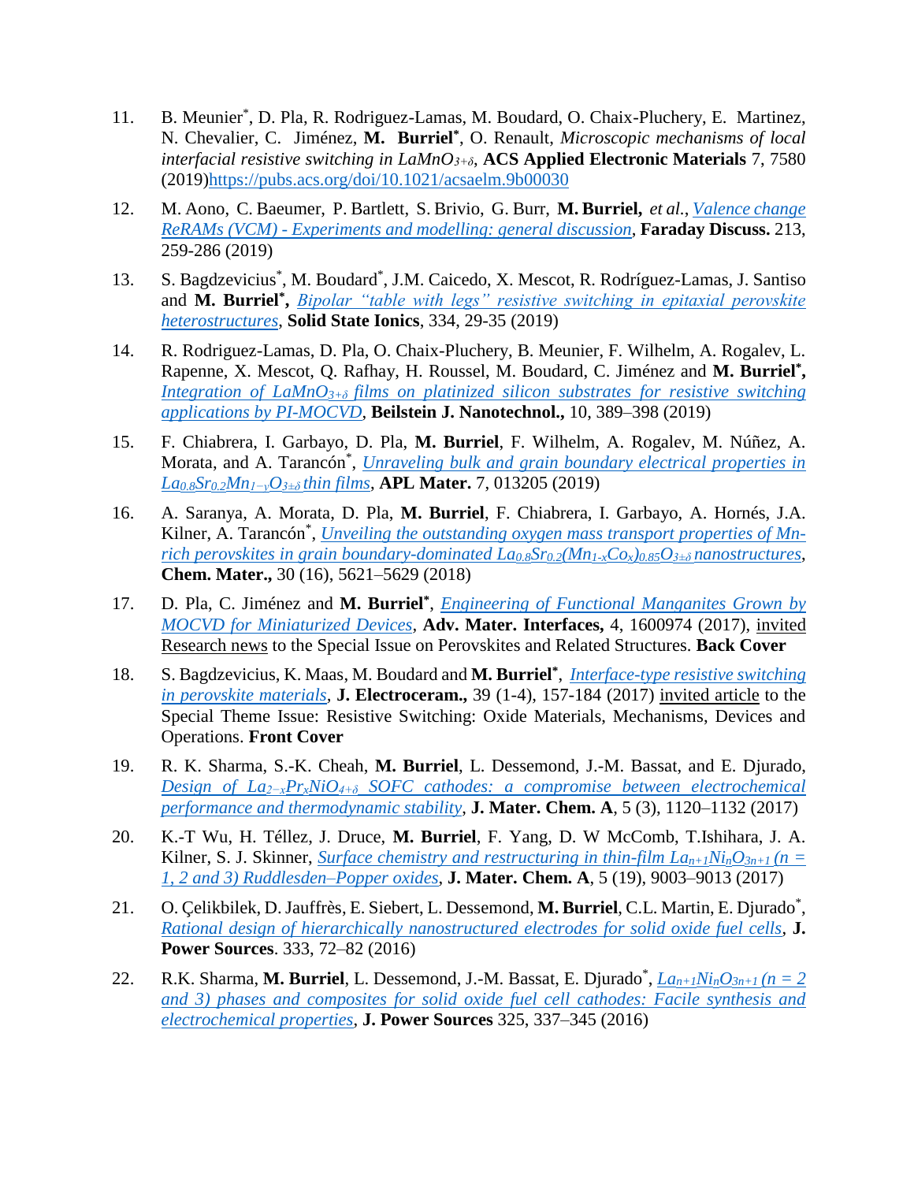11. B. Meunier[*], D. Pla, R. Rodriguez-Lamas, M. Boudard, O. Chaix-Pluchery, E. Martinez, N. Chevalier, C. Jiménez, **M. Burriel**[*], O. Renault, *Microscopic mechanisms of local interfacial resistive switching in $LaMnO_{3+\delta}$*, **ACS Applied Electronic Materials** 7, 7580 (2019)https://pubs.acs.org/doi/10.1021/acsaelm.9b00030

12. M. Aono, C. Baeumer, P. Bartlett, S. Brivio, G. Burr, **M. Burriel,** *et al.*, *Valence change ReRAMs (VCM) - Experiments and modelling: general discussion*, **Faraday Discuss.** 213, 259-286 (2019)

13. S. Bagdzevicius[*], M. Boudard[*], J.M. Caicedo, X. Mescot, R. Rodríguez-Lamas, J. Santiso and **M. Burriel**[*]**,** *Bipolar "table with legs" resistive switching in epitaxial perovskite heterostructures*, **Solid State Ionics**, 334, 29-35 (2019)

14. R. Rodriguez-Lamas, D. Pla, O. Chaix-Pluchery, B. Meunier, F. Wilhelm, A. Rogalev, L. Rapenne, X. Mescot, Q. Rafhay, H. Roussel, M. Boudard, C. Jiménez and **M. Burriel**[*]**,** *Integration of $LaMnO_{3+\delta}$ films on platinized silicon substrates for resistive switching applications by PI-MOCVD*, **Beilstein J. Nanotechnol.,** 10, 389–398 (2019)

15. F. Chiabrera, I. Garbayo, D. Pla, **M. Burriel**, F. Wilhelm, A. Rogalev, M. Núñez, A. Morata, and A. Tarancón[*], *Unraveling bulk and grain boundary electrical properties in $La_{0.8}Sr_{0.2}Mn_{1-y}O_{3\pm\delta}$ thin films*, **APL Mater.** 7, 013205 (2019)

16. A. Saranya, A. Morata, D. Pla, **M. Burriel**, F. Chiabrera, I. Garbayo, A. Hornés, J.A. Kilner, A. Tarancón[*], *Unveiling the outstanding oxygen mass transport properties of Mn-rich perovskites in grain boundary-dominated $La_{0.8}Sr_{0.2}(Mn_{1-x}Co_x)_{0.85}O_{3\pm\delta}$ nanostructures*, **Chem. Mater.,** 30 (16), 5621–5629 (2018)

17. D. Pla, C. Jiménez and **M. Burriel**[*], *Engineering of Functional Manganites Grown by MOCVD for Miniaturized Devices*, **Adv. Mater. Interfaces,** 4, 1600974 (2017), invited Research news to the Special Issue on Perovskites and Related Structures. **Back Cover**

18. S. Bagdzevicius, K. Maas, M. Boudard and **M. Burriel**[*], *Interface-type resistive switching in perovskite materials*, **J. Electroceram.,** 39 (1-4), 157-184 (2017) invited article to the Special Theme Issue: Resistive Switching: Oxide Materials, Mechanisms, Devices and Operations. **Front Cover**

19. R. K. Sharma, S.-K. Cheah, **M. Burriel**, L. Dessemond, J.-M. Bassat, and E. Djurado, *Design of $La_{2-x}Pr_xNiO_{4+\delta}$ SOFC cathodes: a compromise between electrochemical performance and thermodynamic stability*, **J. Mater. Chem. A**, 5 (3), 1120–1132 (2017)

20. K.-T Wu, H. Téllez, J. Druce, **M. Burriel**, F. Yang, D. W McComb, T.Ishihara, J. A. Kilner, S. J. Skinner, *Surface chemistry and restructuring in thin-film $La_{n+1}Ni_nO_{3n+1}$ (n = 1, 2 and 3) Ruddlesden–Popper oxides*, **J. Mater. Chem. A**, 5 (19), 9003–9013 (2017)

21. O. Çelikbilek, D. Jauffrès, E. Siebert, L. Dessemond, **M. Burriel**, C.L. Martin, E. Djurado[*], *Rational design of hierarchically nanostructured electrodes for solid oxide fuel cells*, **J. Power Sources**. 333, 72–82 (2016)

22. R.K. Sharma, **M. Burriel**, L. Dessemond, J.-M. Bassat, E. Djurado[*], *$La_{n+1}Ni_nO_{3n+1}$ (n = 2 and 3) phases and composites for solid oxide fuel cell cathodes: Facile synthesis and electrochemical properties*, **J. Power Sources** 325, 337–345 (2016)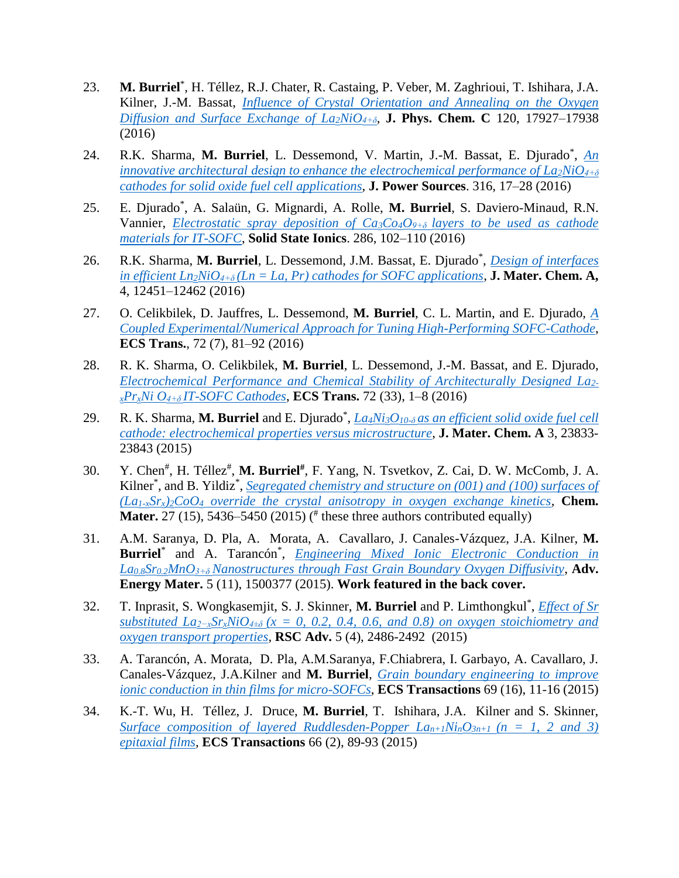23. **M. Burriel**[*], H. Téllez, R.J. Chater, R. Castaing, P. Veber, M. Zaghrioui, T. Ishihara, J.A. Kilner, J.-M. Bassat, *Influence of Crystal Orientation and Annealing on the Oxygen Diffusion and Surface Exchange of $La_2NiO_{4+\delta}$*, **J. Phys. Chem. C** 120, 17927–17938 (2016)

24. R.K. Sharma, **M. Burriel**, L. Dessemond, V. Martin, J.-M. Bassat, E. Djurado[*], *An innovative architectural design to enhance the electrochemical performance of $La_2NiO_{4+\delta}$ cathodes for solid oxide fuel cell applications*, **J. Power Sources**. 316, 17–28 (2016)

25. E. Djurado[*], A. Salaün, G. Mignardi, A. Rolle, **M. Burriel**, S. Daviero-Minaud, R.N. Vannier, *Electrostatic spray deposition of $Ca_3Co_4O_{9+\delta}$ layers to be used as cathode materials for IT-SOFC*, **Solid State Ionics**. 286, 102–110 (2016)

26. R.K. Sharma, **M. Burriel**, L. Dessemond, J.M. Bassat, E. Djurado[*], *Design of interfaces in efficient $Ln_2NiO_{4+\delta}$ (Ln = La, Pr) cathodes for SOFC applications*, **J. Mater. Chem. A,** 4, 12451–12462 (2016)

27. O. Celikbilek, D. Jauffres, L. Dessemond, **M. Burriel**, C. L. Martin, and E. Djurado, *A Coupled Experimental/Numerical Approach for Tuning High-Performing SOFC-Cathode*, **ECS Trans.**, 72 (7), 81–92 (2016)

28. R. K. Sharma, O. Celikbilek, **M. Burriel**, L. Dessemond, J.-M. Bassat, and E. Djurado, *Electrochemical Performance and Chemical Stability of Architecturally Designed $La_{2-x}Pr_xNi\,O_{4+\delta}$ IT-SOFC Cathodes*, **ECS Trans.** 72 (33), 1–8 (2016)

29. R. K. Sharma, **M. Burriel** and E. Djurado[*], *$La_4Ni_3O_{10-\delta}$ as an efficient solid oxide fuel cell cathode: electrochemical properties versus microstructure*, **J. Mater. Chem. A** 3, 23833-23843 (2015)

30. Y. Chen[#], H. Téllez[#], **M. Burriel**[**#**], F. Yang, N. Tsvetkov, Z. Cai, D. W. McComb, J. A. Kilner[*], and B. Yildiz[*], *Segregated chemistry and structure on (001) and (100) surfaces of $(La_{1-x}Sr_x)_2CoO_4$ override the crystal anisotropy in oxygen exchange kinetics*, **Chem. Mater.** 27 (15), 5436–5450 (2015) ([#] these three authors contributed equally)

31. A.M. Saranya, D. Pla, A. Morata, A. Cavallaro, J. Canales-Vázquez, J.A. Kilner, **M. Burriel**[*] and A. Tarancón[*], *Engineering Mixed Ionic Electronic Conduction in $La_{0.8}Sr_{0.2}MnO_{3+\delta}$ Nanostructures through Fast Grain Boundary Oxygen Diffusivity*, **Adv. Energy Mater.** 5 (11), 1500377 (2015). **Work featured in the back cover.**

32. T. Inprasit, S. Wongkasemjit, S. J. Skinner, **M. Burriel** and P. Limthongkul[*], *Effect of Sr substituted $La_{2-x}Sr_xNiO_{4\pm\delta}$ (x = 0, 0.2, 0.4, 0.6, and 0.8) on oxygen stoichiometry and oxygen transport properties*, **RSC Adv.** 5 (4), 2486-2492 (2015)

33. A. Tarancón, A. Morata, D. Pla, A.M.Saranya, F.Chiabrera, I. Garbayo, A. Cavallaro, J. Canales-Vázquez, J.A.Kilner and **M. Burriel**, *Grain boundary engineering to improve ionic conduction in thin films for micro-SOFCs*, **ECS Transactions** 69 (16), 11-16 (2015)

34. K.-T. Wu, H. Téllez, J. Druce, **M. Burriel**, T. Ishihara, J.A. Kilner and S. Skinner, *Surface composition of layered Ruddlesden-Popper $La_{n+1}Ni_nO_{3n+1}$ (n = 1, 2 and 3) epitaxial films*, **ECS Transactions** 66 (2), 89-93 (2015)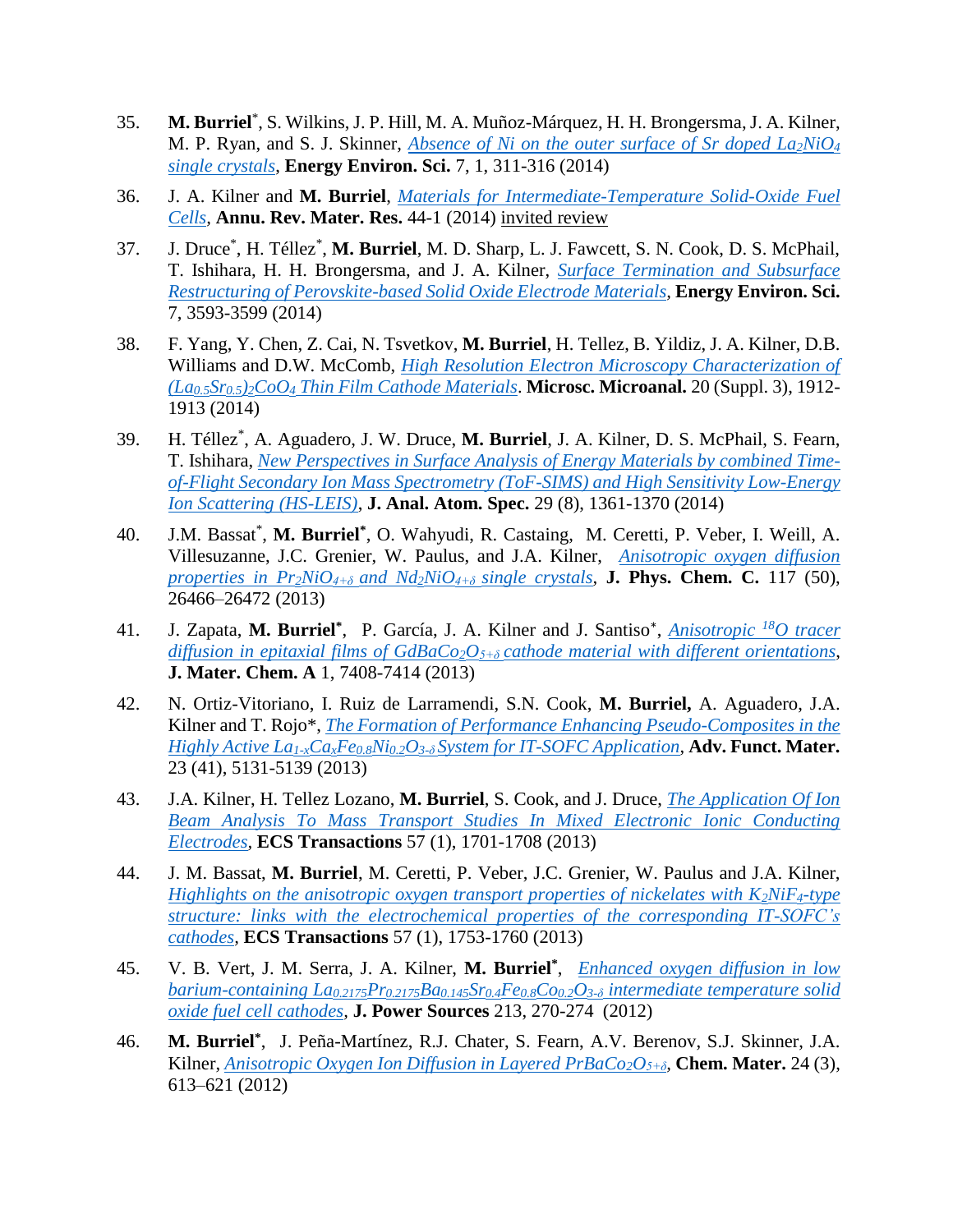35. **M. Burriel***, S. Wilkins, J. P. Hill, M. A. Muñoz-Márquez, H. H. Brongersma, J. A. Kilner, M. P. Ryan, and S. J. Skinner, *Absence of Ni on the outer surface of Sr doped $La_2NiO_4$ single crystals*, **Energy Environ. Sci.** 7, 1, 311-316 (2014)

36. J. A. Kilner and **M. Burriel**, *Materials for Intermediate-Temperature Solid-Oxide Fuel Cells*, **Annu. Rev. Mater. Res.** 44-1 (2014) invited review

37. J. Druce*, H. Téllez*, **M. Burriel**, M. D. Sharp, L. J. Fawcett, S. N. Cook, D. S. McPhail, T. Ishihara, H. H. Brongersma, and J. A. Kilner, *Surface Termination and Subsurface Restructuring of Perovskite-based Solid Oxide Electrode Materials*, **Energy Environ. Sci.** 7, 3593-3599 (2014)

38. F. Yang, Y. Chen, Z. Cai, N. Tsvetkov, **M. Burriel**, H. Tellez, B. Yildiz, J. A. Kilner, D.B. Williams and D.W. McComb, *High Resolution Electron Microscopy Characterization of $(La_{0.5}Sr_{0.5})_2CoO_4$ Thin Film Cathode Materials*. **Microsc. Microanal.** 20 (Suppl. 3), 1912-1913 (2014)

39. H. Téllez*, A. Aguadero, J. W. Druce, **M. Burriel**, J. A. Kilner, D. S. McPhail, S. Fearn, T. Ishihara, *New Perspectives in Surface Analysis of Energy Materials by combined Time-of-Flight Secondary Ion Mass Spectrometry (ToF-SIMS) and High Sensitivity Low-Energy Ion Scattering (HS-LEIS)*, **J. Anal. Atom. Spec.** 29 (8), 1361-1370 (2014)

40. J.M. Bassat*, **M. Burriel***, O. Wahyudi, R. Castaing, M. Ceretti, P. Veber, I. Weill, A. Villesuzanne, J.C. Grenier, W. Paulus, and J.A. Kilner, *Anisotropic oxygen diffusion properties in $Pr_2NiO_{4+\delta}$ and $Nd_2NiO_{4+\delta}$ single crystals*, **J. Phys. Chem. C.** 117 (50), 26466–26472 (2013)

41. J. Zapata, **M. Burriel***, P. García, J. A. Kilner and J. Santiso*, *Anisotropic $^{18}O$ tracer diffusion in epitaxial films of $GdBaCo_2O_{5+\delta}$ cathode material with different orientations*, **J. Mater. Chem. A** 1, 7408-7414 (2013)

42. N. Ortiz-Vitoriano, I. Ruiz de Larramendi, S.N. Cook, **M. Burriel,** A. Aguadero, J.A. Kilner and T. Rojo*, *The Formation of Performance Enhancing Pseudo-Composites in the Highly Active $La_{1-x}Ca_xFe_{0.8}Ni_{0.2}O_{3-\delta}$ System for IT-SOFC Application*, **Adv. Funct. Mater.** 23 (41), 5131-5139 (2013)

43. J.A. Kilner, H. Tellez Lozano, **M. Burriel**, S. Cook, and J. Druce, *The Application Of Ion Beam Analysis To Mass Transport Studies In Mixed Electronic Ionic Conducting Electrodes*, **ECS Transactions** 57 (1), 1701-1708 (2013)

44. J. M. Bassat, **M. Burriel**, M. Ceretti, P. Veber, J.C. Grenier, W. Paulus and J.A. Kilner, *Highlights on the anisotropic oxygen transport properties of nickelates with $K_2NiF_4$-type structure: links with the electrochemical properties of the corresponding IT-SOFC's cathodes*, **ECS Transactions** 57 (1), 1753-1760 (2013)

45. V. B. Vert, J. M. Serra, J. A. Kilner, **M. Burriel***, *Enhanced oxygen diffusion in low barium-containing $La_{0.2175}Pr_{0.2175}Ba_{0.145}Sr_{0.4}Fe_{0.8}Co_{0.2}O_{3-\delta}$ intermediate temperature solid oxide fuel cell cathodes*, **J. Power Sources** 213, 270-274 (2012)

46. **M. Burriel***, J. Peña-Martínez, R.J. Chater, S. Fearn, A.V. Berenov, S.J. Skinner, J.A. Kilner, *Anisotropic Oxygen Ion Diffusion in Layered $PrBaCo_2O_{5+\delta}$*, **Chem. Mater.** 24 (3), 613–621 (2012)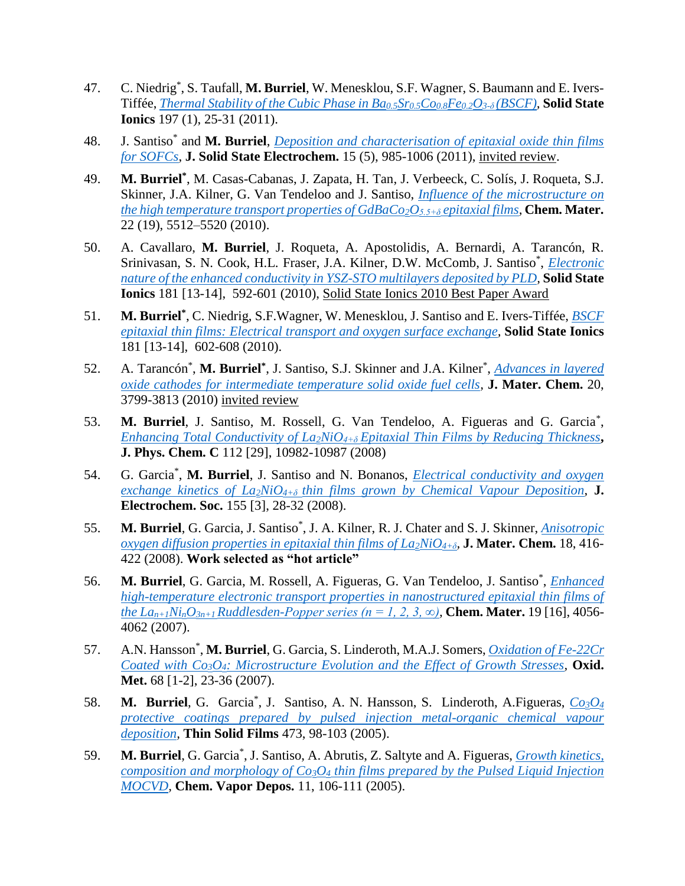47. C. Niedrig[*], S. Taufall, **M. Burriel**, W. Menesklou, S.F. Wagner, S. Baumann and E. Ivers-Tiffée, *Thermal Stability of the Cubic Phase in $Ba_{0.5}Sr_{0.5}Co_{0.8}Fe_{0.2}O_{3-\delta}$ (BSCF)*, **Solid State Ionics** 197 (1), 25-31 (2011).

48. J. Santiso[*] and **M. Burriel**, *Deposition and characterisation of epitaxial oxide thin films for SOFCs*, **J. Solid State Electrochem.** 15 (5), 985-1006 (2011), invited review.

49. **M. Burriel[*]**, M. Casas-Cabanas, J. Zapata, H. Tan, J. Verbeeck, C. Solís, J. Roqueta, S.J. Skinner, J.A. Kilner, G. Van Tendeloo and J. Santiso, *Influence of the microstructure on the high temperature transport properties of $GdBaCo_2O_{5.5+\delta}$ epitaxial films*, **Chem. Mater.** 22 (19), 5512–5520 (2010).

50. A. Cavallaro, **M. Burriel**, J. Roqueta, A. Apostolidis, A. Bernardi, A. Tarancón, R. Srinivasan, S. N. Cook, H.L. Fraser, J.A. Kilner, D.W. McComb, J. Santiso[*], *Electronic nature of the enhanced conductivity in YSZ-STO multilayers deposited by PLD*, **Solid State Ionics** 181 [13-14], 592-601 (2010), Solid State Ionics 2010 Best Paper Award

51. **M. Burriel[*]**, C. Niedrig, S.F.Wagner, W. Menesklou, J. Santiso and E. Ivers-Tiffée, *BSCF epitaxial thin films: Electrical transport and oxygen surface exchange*, **Solid State Ionics** 181 [13-14], 602-608 (2010).

52. A. Tarancón[*], **M. Burriel[*]**, J. Santiso, S.J. Skinner and J.A. Kilner[*], *Advances in layered oxide cathodes for intermediate temperature solid oxide fuel cells*, **J. Mater. Chem.** 20, 3799-3813 (2010) invited review

53. **M. Burriel**, J. Santiso, M. Rossell, G. Van Tendeloo, A. Figueras and G. Garcia[*], *Enhancing Total Conductivity of $La_2NiO_{4+\delta}$ Epitaxial Thin Films by Reducing Thickness*, **J. Phys. Chem. C** 112 [29], 10982-10987 (2008)

54. G. Garcia[*], **M. Burriel**, J. Santiso and N. Bonanos, *Electrical conductivity and oxygen exchange kinetics of $La_2NiO_{4+\delta}$ thin films grown by Chemical Vapour Deposition*, **J. Electrochem. Soc.** 155 [3], 28-32 (2008).

55. **M. Burriel**, G. Garcia, J. Santiso[*], J. A. Kilner, R. J. Chater and S. J. Skinner, *Anisotropic oxygen diffusion properties in epitaxial thin films of $La_2NiO_{4+\delta}$*, **J. Mater. Chem.** 18, 416-422 (2008). **Work selected as "hot article"**

56. **M. Burriel**, G. Garcia, M. Rossell, A. Figueras, G. Van Tendeloo, J. Santiso[*], *Enhanced high-temperature electronic transport properties in nanostructured epitaxial thin films of the $La_{n+1}Ni_nO_{3n+1}$ Ruddlesden-Popper series ($n = 1, 2, 3, \infty$)*, **Chem. Mater.** 19 [16], 4056-4062 (2007).

57. A.N. Hansson[*], **M. Burriel**, G. Garcia, S. Linderoth, M.A.J. Somers, *Oxidation of Fe-22Cr Coated with $Co_3O_4$: Microstructure Evolution and the Effect of Growth Stresses*, **Oxid. Met.** 68 [1-2], 23-36 (2007).

58. **M. Burriel**, G. Garcia[*], J. Santiso, A. N. Hansson, S. Linderoth, A.Figueras, *$Co_3O_4$ protective coatings prepared by pulsed injection metal-organic chemical vapour deposition*, **Thin Solid Films** 473, 98-103 (2005).

59. **M. Burriel**, G. Garcia[*], J. Santiso, A. Abrutis, Z. Saltyte and A. Figueras, *Growth kinetics, composition and morphology of $Co_3O_4$ thin films prepared by the Pulsed Liquid Injection MOCVD*, **Chem. Vapor Depos.** 11, 106-111 (2005).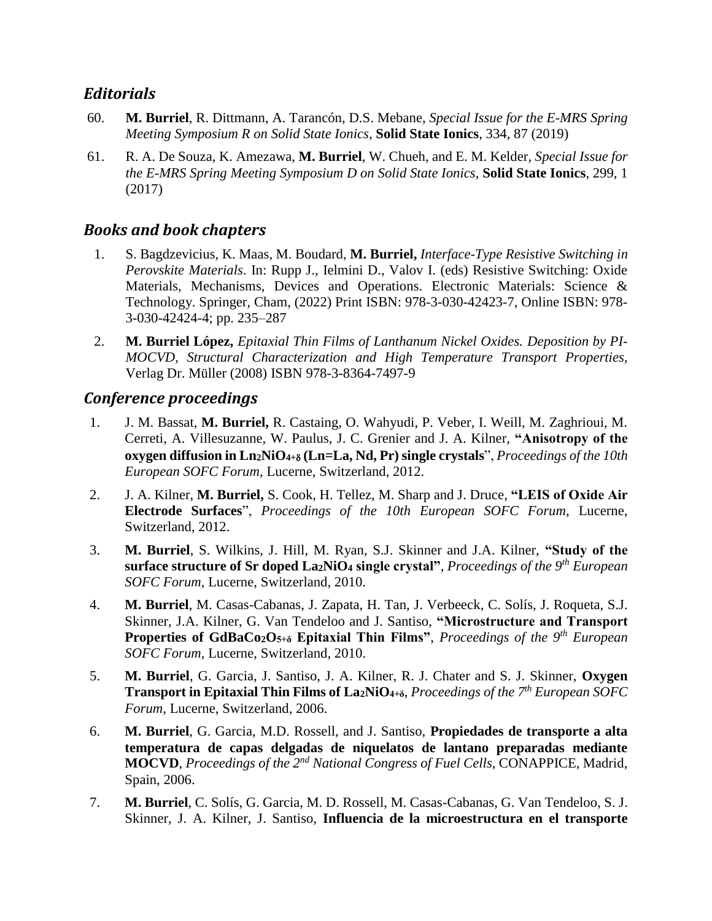## *Editorials*

60. **M. Burriel**, R. Dittmann, A. Tarancón, D.S. Mebane, *Special Issue for the E-MRS Spring Meeting Symposium R on Solid State Ionics*, **Solid State Ionics**, 334, 87 (2019)

61. R. A. De Souza, K. Amezawa, **M. Burriel**, W. Chueh, and E. M. Kelder, *Special Issue for the E-MRS Spring Meeting Symposium D on Solid State Ionics*, **Solid State Ionics**, 299, 1 (2017)

## *Books and book chapters*

1. S. Bagdzevicius, K. Maas, M. Boudard, **M. Burriel,** *Interface-Type Resistive Switching in Perovskite Materials*. In: Rupp J., Ielmini D., Valov I. (eds) Resistive Switching: Oxide Materials, Mechanisms, Devices and Operations. Electronic Materials: Science & Technology. Springer, Cham, (2022) Print ISBN: 978-3-030-42423-7, Online ISBN: 978-3-030-42424-4; pp. 235–287

2. **M. Burriel López,** *Epitaxial Thin Films of Lanthanum Nickel Oxides. Deposition by PI-MOCVD, Structural Characterization and High Temperature Transport Properties*, Verlag Dr. Müller (2008) ISBN 978-3-8364-7497-9

## *Conference proceedings*

1. J. M. Bassat, **M. Burriel,** R. Castaing, O. Wahyudi, P. Veber, I. Weill, M. Zaghrioui, M. Cerreti, A. Villesuzanne, W. Paulus, J. C. Grenier and J. A. Kilner, **"Anisotropy of the oxygen diffusion in $Ln_2NiO_{4+\delta}$ (Ln=La, Nd, Pr) single crystals**", *Proceedings of the 10th European SOFC Forum*, Lucerne, Switzerland, 2012.

2. J. A. Kilner, **M. Burriel,** S. Cook, H. Tellez, M. Sharp and J. Druce, **"LEIS of Oxide Air Electrode Surfaces**", *Proceedings of the 10th European SOFC Forum*, Lucerne, Switzerland, 2012.

3. **M. Burriel**, S. Wilkins, J. Hill, M. Ryan, S.J. Skinner and J.A. Kilner, **"Study of the surface structure of Sr doped $La_2NiO_4$ single crystal"**, *Proceedings of the 9th European SOFC Forum*, Lucerne, Switzerland, 2010.

4. **M. Burriel**, M. Casas-Cabanas, J. Zapata, H. Tan, J. Verbeeck, C. Solís, J. Roqueta, S.J. Skinner, J.A. Kilner, G. Van Tendeloo and J. Santiso, **"Microstructure and Transport Properties of $GdBaCo_2O_{5+\delta}$ Epitaxial Thin Films"**, *Proceedings of the 9th European SOFC Forum*, Lucerne, Switzerland, 2010.

5. **M. Burriel**, G. Garcia, J. Santiso, J. A. Kilner, R. J. Chater and S. J. Skinner, **Oxygen Transport in Epitaxial Thin Films of $La_2NiO_{4+\delta}$**, *Proceedings of the 7th European SOFC Forum*, Lucerne, Switzerland, 2006.

6. **M. Burriel**, G. Garcia, M.D. Rossell, and J. Santiso, **Propiedades de transporte a alta temperatura de capas delgadas de niquelatos de lantano preparadas mediante MOCVD**, *Proceedings of the 2nd National Congress of Fuel Cells*, CONAPPICE, Madrid, Spain, 2006.

7. **M. Burriel**, C. Solís, G. Garcia, M. D. Rossell, M. Casas-Cabanas, G. Van Tendeloo, S. J. Skinner, J. A. Kilner, J. Santiso, **Influencia de la microestructura en el transporte**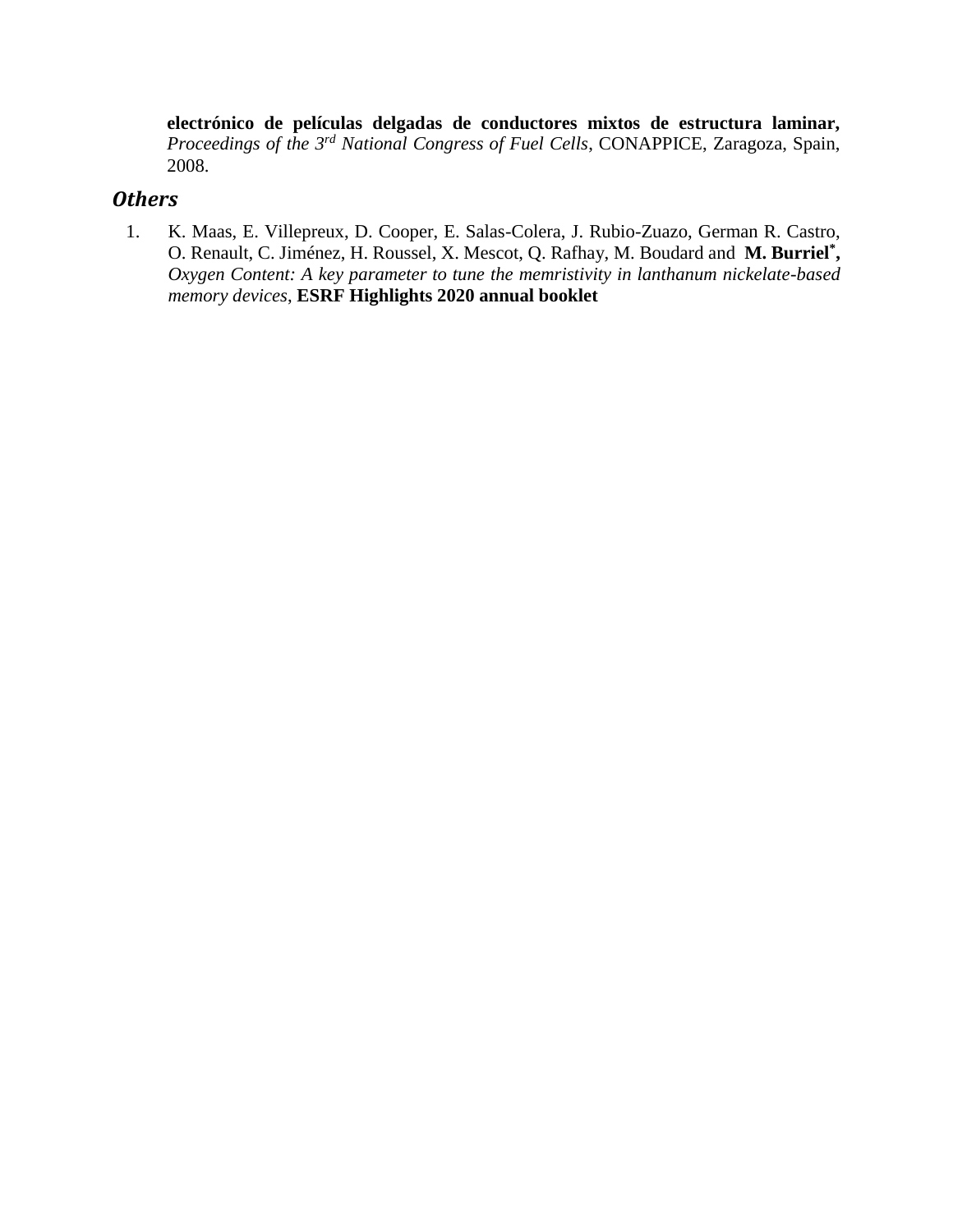**electrónico de películas delgadas de conductores mixtos de estructura laminar,** *Proceedings of the 3rd National Congress of Fuel Cells*, CONAPPICE, Zaragoza, Spain, 2008.

### *Others*

1. K. Maas, E. Villepreux, D. Cooper, E. Salas-Colera, J. Rubio-Zuazo, German R. Castro, O. Renault, C. Jiménez, H. Roussel, X. Mescot, Q. Rafhay, M. Boudard and **M. Burriel*,** *Oxygen Content: A key parameter to tune the memristivity in lanthanum nickelate-based memory devices*, **ESRF Highlights 2020 annual booklet**